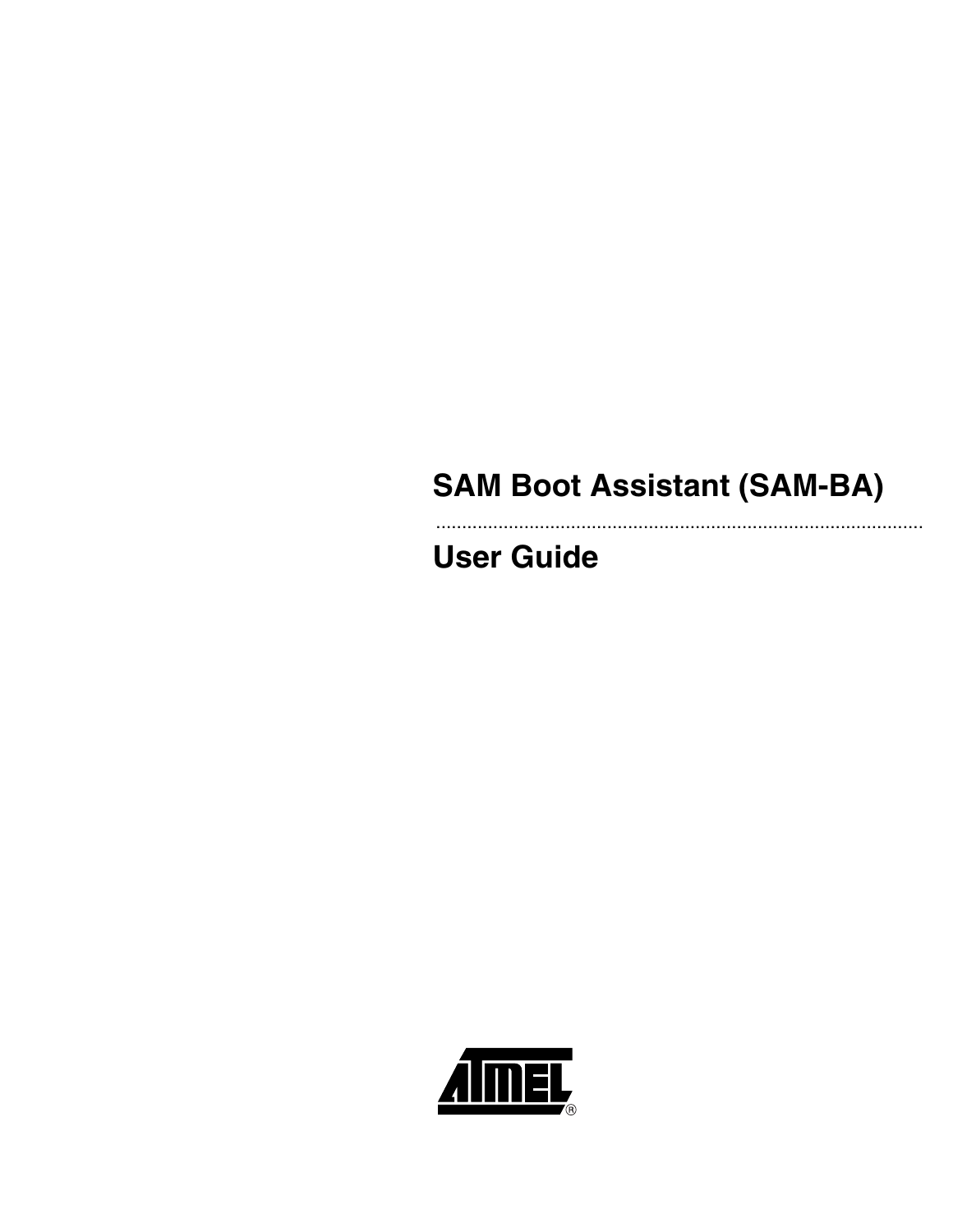# SAM Boot Assistant (SAM-BA)

## User Guide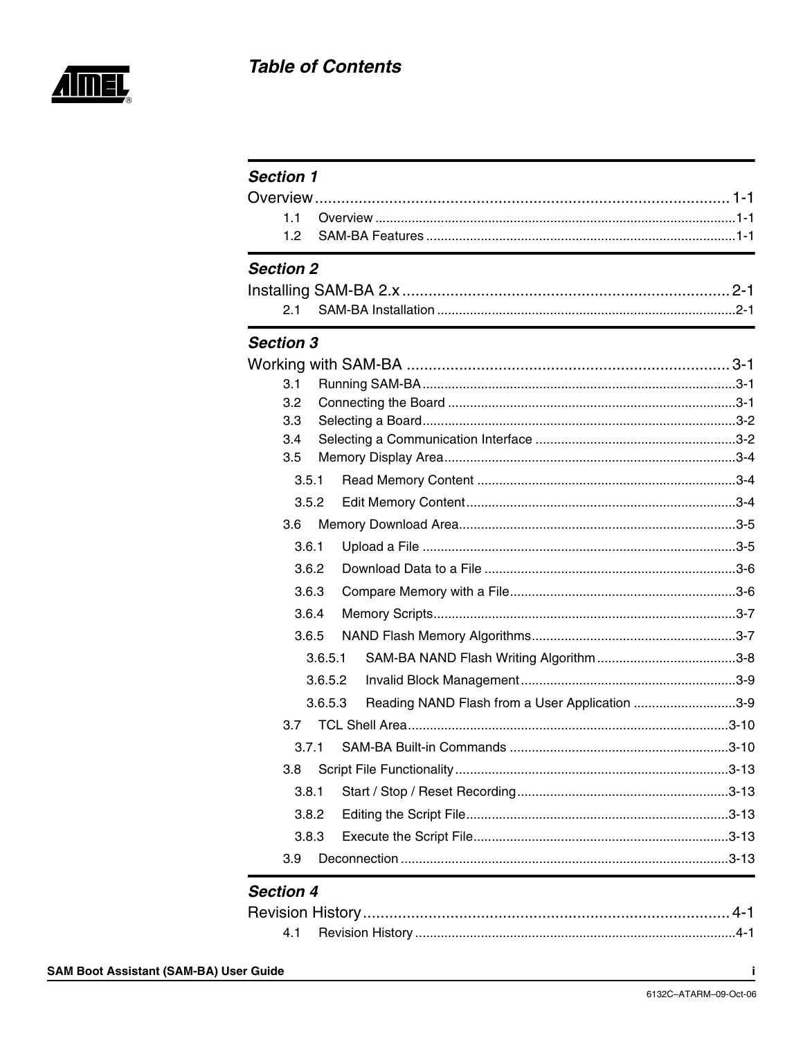# Table of Contents

## Section 1

**Overview ... 1-1**

- 1.1 Overview ... 1-1
- 1.2 SAM-BA Features ... 1-1

## Section 2

**Installing SAM-BA 2.x ... 2-1**

- 2.1 SAM-BA Installation ... 2-1

## Section 3

**Working with SAM-BA ... 3-1**

- 3.1 Running SAM-BA ... 3-1
- 3.2 Connecting the Board ... 3-1
- 3.3 Selecting a Board ... 3-2
- 3.4 Selecting a Communication Interface ... 3-2
- 3.5 Memory Display Area ... 3-4
  - 3.5.1 Read Memory Content ... 3-4
  - 3.5.2 Edit Memory Content ... 3-4
- 3.6 Memory Download Area ... 3-5
  - 3.6.1 Upload a File ... 3-5
  - 3.6.2 Download Data to a File ... 3-6
  - 3.6.3 Compare Memory with a File ... 3-6
  - 3.6.4 Memory Scripts ... 3-7
  - 3.6.5 NAND Flash Memory Algorithms ... 3-7
    - 3.6.5.1 SAM-BA NAND Flash Writing Algorithm ... 3-8
    - 3.6.5.2 Invalid Block Management ... 3-9
    - 3.6.5.3 Reading NAND Flash from a User Application ... 3-9
- 3.7 TCL Shell Area ... 3-10
  - 3.7.1 SAM-BA Built-in Commands ... 3-10
- 3.8 Script File Functionality ... 3-13
  - 3.8.1 Start / Stop / Reset Recording ... 3-13
  - 3.8.2 Editing the Script File ... 3-13
  - 3.8.3 Execute the Script File ... 3-13
- 3.9 Deconnection ... 3-13

## Section 4

**Revision History ... 4-1**

- 4.1 Revision History ... 4-1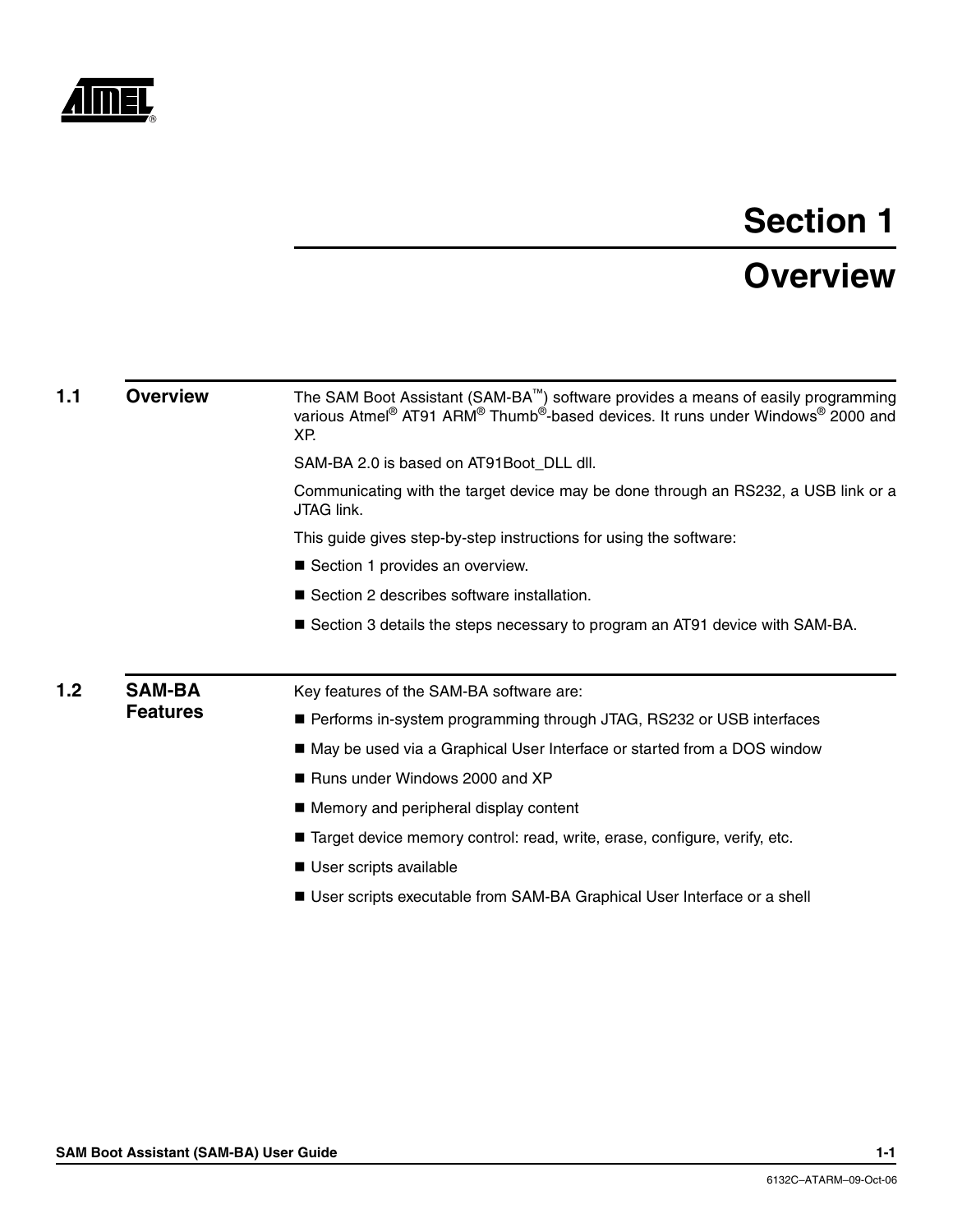# Section 1

# Overview

## 1.1 Overview

The SAM Boot Assistant (SAM-BA™) software provides a means of easily programming various Atmel® AT91 ARM® Thumb®-based devices. It runs under Windows® 2000 and XP.

SAM-BA 2.0 is based on AT91Boot_DLL dll.

Communicating with the target device may be done through an RS232, a USB link or a JTAG link.

This guide gives step-by-step instructions for using the software:

- Section 1 provides an overview.
- Section 2 describes software installation.
- Section 3 details the steps necessary to program an AT91 device with SAM-BA.

## 1.2 SAM-BA Features

Key features of the SAM-BA software are:

- Performs in-system programming through JTAG, RS232 or USB interfaces
- May be used via a Graphical User Interface or started from a DOS window
- Runs under Windows 2000 and XP
- Memory and peripheral display content
- Target device memory control: read, write, erase, configure, verify, etc.
- User scripts available
- User scripts executable from SAM-BA Graphical User Interface or a shell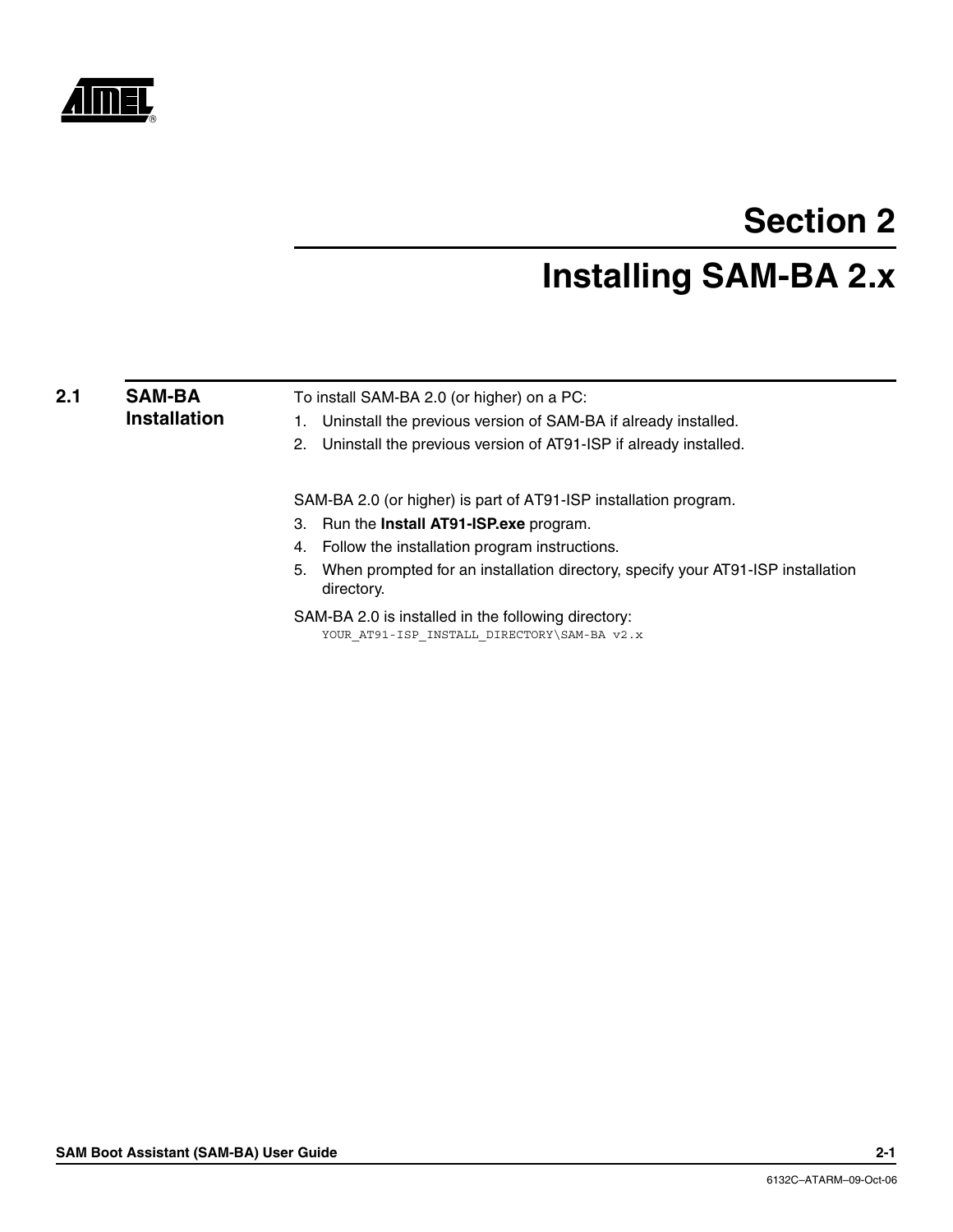# Section 2

# Installing SAM-BA 2.x

## 2.1 SAM-BA Installation

To install SAM-BA 2.0 (or higher) on a PC:

1. Uninstall the previous version of SAM-BA if already installed.
2. Uninstall the previous version of AT91-ISP if already installed.

SAM-BA 2.0 (or higher) is part of AT91-ISP installation program.

3. Run the **Install AT91-ISP.exe** program.
4. Follow the installation program instructions.
5. When prompted for an installation directory, specify your AT91-ISP installation directory.

SAM-BA 2.0 is installed in the following directory:

```
YOUR_AT91-ISP_INSTALL_DIRECTORY\SAM-BA v2.x
```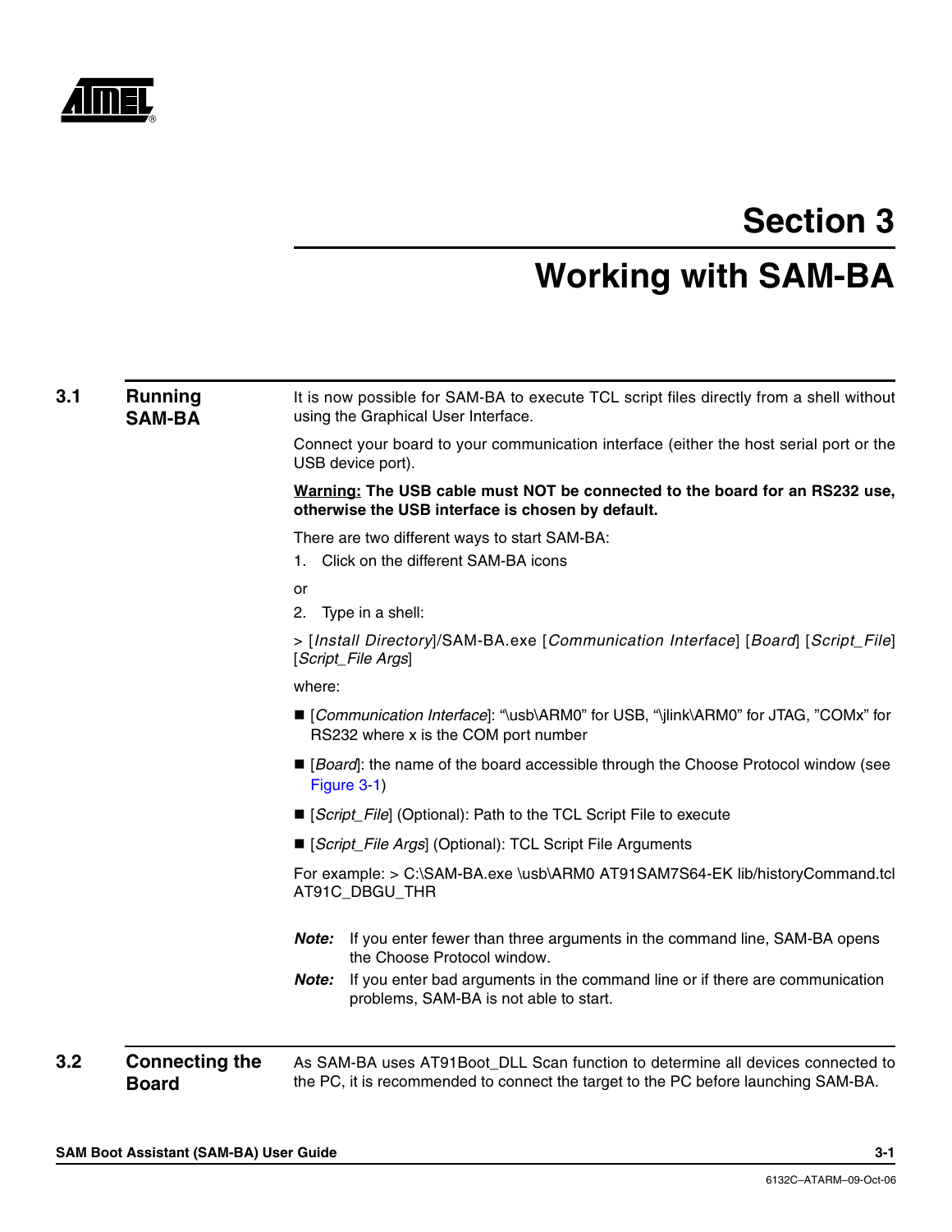# Section 3

# Working with SAM-BA

## 3.1 Running SAM-BA

It is now possible for SAM-BA to execute TCL script files directly from a shell without using the Graphical User Interface.

Connect your board to your communication interface (either the host serial port or the USB device port).

**Warning: The USB cable must NOT be connected to the board for an RS232 use, otherwise the USB interface is chosen by default.**

There are two different ways to start SAM-BA:

1. Click on the different SAM-BA icons

or

2. Type in a shell:

> [*Install Directory*]/SAM-BA.exe [*Communication Interface*] [*Board*] [*Script_File*] [*Script_File Args*]

where:

- [*Communication Interface*]: "\usb\ARM0" for USB, "\jlink\ARM0" for JTAG, "COMx" for RS232 where x is the COM port number
- [*Board*]: the name of the board accessible through the Choose Protocol window (see Figure 3-1)
- [*Script_File*] (Optional): Path to the TCL Script File to execute
- [*Script_File Args*] (Optional): TCL Script File Arguments

For example: > C:\SAM-BA.exe \usb\ARM0 AT91SAM7S64-EK lib/historyCommand.tcl AT91C_DBGU_THR

***Note:*** If you enter fewer than three arguments in the command line, SAM-BA opens the Choose Protocol window.

***Note:*** If you enter bad arguments in the command line or if there are communication problems, SAM-BA is not able to start.

## 3.2 Connecting the Board

As SAM-BA uses AT91Boot_DLL Scan function to determine all devices connected to the PC, it is recommended to connect the target to the PC before launching SAM-BA.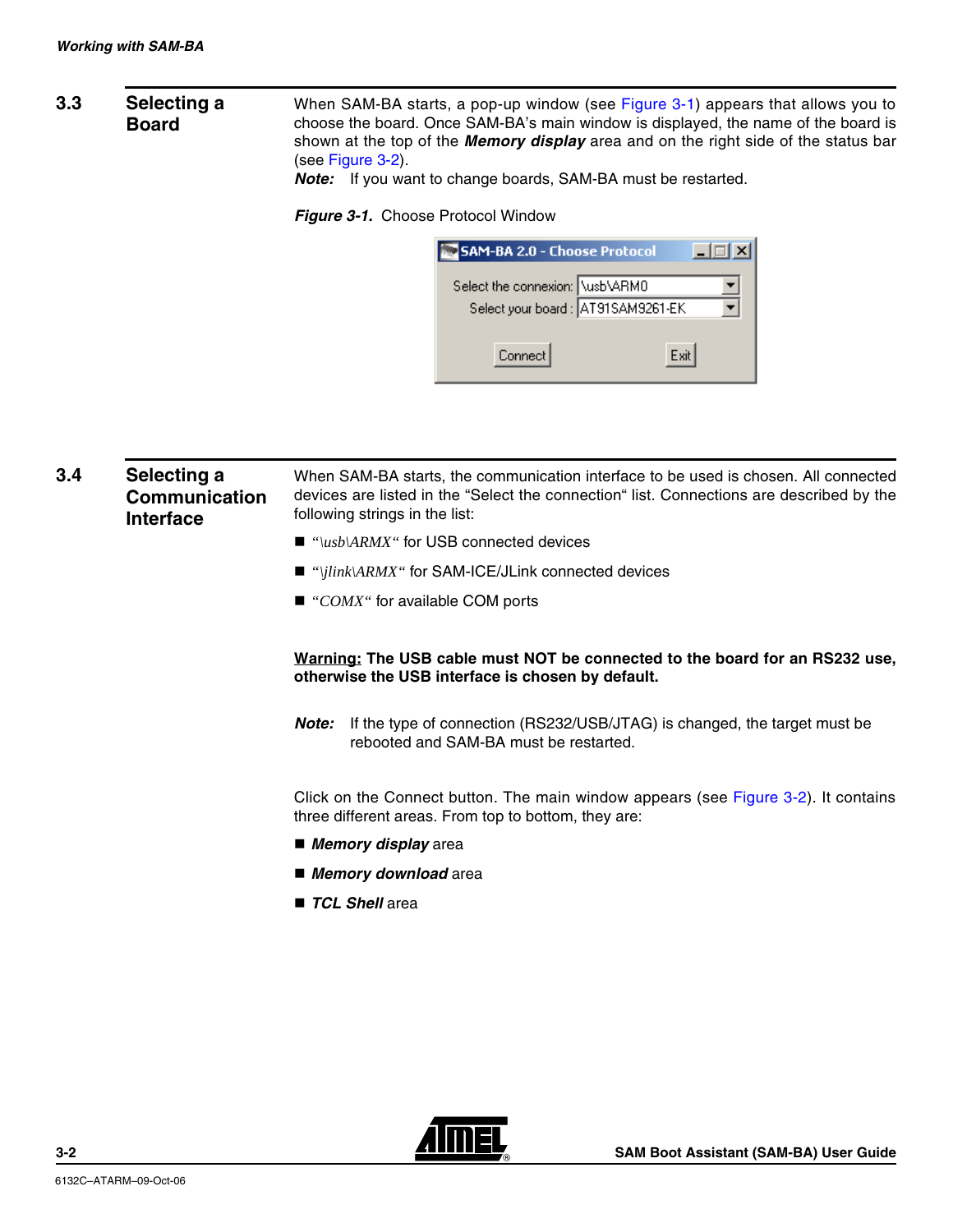## 3.3 Selecting a Board

When SAM-BA starts, a pop-up window (see Figure 3-1) appears that allows you to choose the board. Once SAM-BA's main window is displayed, the name of the board is shown at the top of the ***Memory display*** area and on the right side of the status bar (see Figure 3-2).

***Note:*** If you want to change boards, SAM-BA must be restarted.

***Figure 3-1.*** Choose Protocol Window

## 3.4 Selecting a Communication Interface

When SAM-BA starts, the communication interface to be used is chosen. All connected devices are listed in the "Select the connection" list. Connections are described by the following strings in the list:

- *"\usb\ARMX"* for USB connected devices
- *"\jlink\ARMX"* for SAM-ICE/JLink connected devices
- *"COMX"* for available COM ports

**Warning: The USB cable must NOT be connected to the board for an RS232 use, otherwise the USB interface is chosen by default.**

***Note:*** If the type of connection (RS232/USB/JTAG) is changed, the target must be rebooted and SAM-BA must be restarted.

Click on the Connect button. The main window appears (see Figure 3-2). It contains three different areas. From top to bottom, they are:

- ***Memory display*** area
- ***Memory download*** area
- ***TCL Shell*** area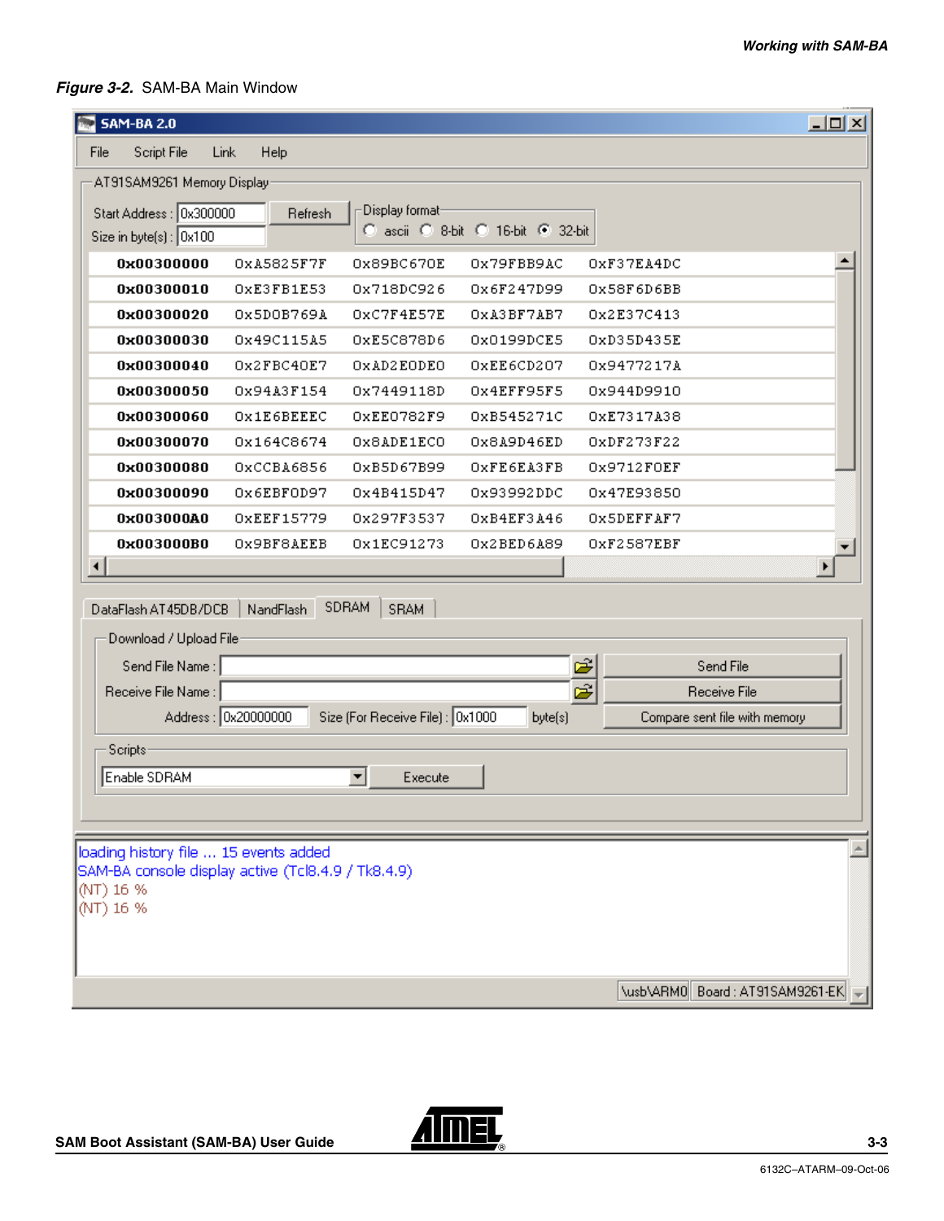*Figure 3-2.* SAM-BA Main Window

SAM-BA 2.0

File Script File Link Help

AT91SAM9261 Memory Display

Start Address : 0x300000 Refresh

Size in byte(s) : 0x100

Display format: ascii 8-bit 16-bit 32-bit

| Address | | | | |
|---|---|---|---|---|
| 0x00300000 | 0xA5825F7F | 0x89BC670E | 0x79FBB9AC | 0xF37EA4DC |
| 0x00300010 | 0xE3FB1E53 | 0x718DC926 | 0x6F247D99 | 0x58F6D6BB |
| 0x00300020 | 0x5D0B769A | 0xC7F4E57E | 0xA3BF7AB7 | 0x2E37C413 |
| 0x00300030 | 0x49C115A5 | 0xE5C878D6 | 0x0199DCE5 | 0xD35D435E |
| 0x00300040 | 0x2FBC40E7 | 0xAD2E0DE0 | 0xEE6CD207 | 0x9477217A |
| 0x00300050 | 0x94A3F154 | 0x7449118D | 0x4EFF95F5 | 0x944D9910 |
| 0x00300060 | 0x1E6BEEEC | 0xEE0782F9 | 0xB545271C | 0xE7317A38 |
| 0x00300070 | 0x164C8674 | 0x8ADE1EC0 | 0x8A9D46ED | 0xDF273F22 |
| 0x00300080 | 0xCCBA6856 | 0xB5D67B99 | 0xFE6EA3FB | 0x9712F0EF |
| 0x00300090 | 0x6EBF0D97 | 0x4B415D47 | 0x93992DDC | 0x47E93850 |
| 0x003000A0 | 0xEEF15779 | 0x297F3537 | 0xB4EF3A46 | 0x5DEFFAF7 |
| 0x003000B0 | 0x9BF8AEEB | 0x1EC91273 | 0x2BED6A89 | 0xF2587EBF |

DataFlash AT45DB/DCB | NandFlash | SDRAM | SRAM

Download / Upload File

Send File Name : Send File

Receive File Name : Receive File

Address : 0x20000000 Size (For Receive File) : 0x1000 byte(s) Compare sent file with memory

Scripts

Enable SDRAM Execute

loading history file ... 15 events added
SAM-BA console display active (Tcl8.4.9 / Tk8.4.9)
(NT) 16 %
(NT) 16 %

\usb\ARM0 Board : AT91SAM9261-EK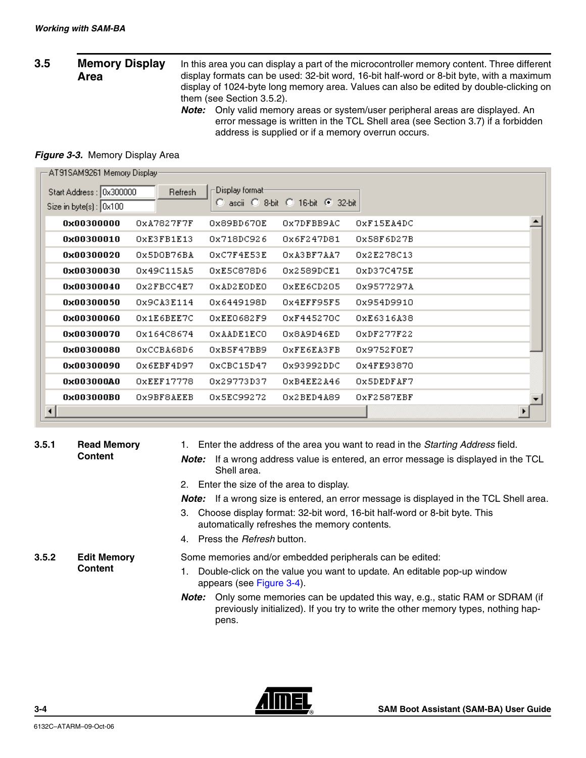## 3.5 Memory Display Area

In this area you can display a part of the microcontroller memory content. Three different display formats can be used: 32-bit word, 16-bit half-word or 8-bit byte, with a maximum display of 1024-byte long memory area. Values can also be edited by double-clicking on them (see Section 3.5.2).

***Note:*** Only valid memory areas or system/user peripheral areas are displayed. An error message is written in the TCL Shell area (see Section 3.7) if a forbidden address is supplied or if a memory overrun occurs.

***Figure 3-3.*** Memory Display Area

AT91SAM9261 Memory Display

Start Address : 0x300000 | Refresh | Display format: ascii / 8-bit / 16-bit / 32-bit (selected)

Size in byte(s) : 0x100

| | | | | |
|---|---|---|---|---|
| **0x00300000** | 0xA7827F7F | 0x89BD670E | 0x7DFBB9AC | 0xF15EA4DC |
| **0x00300010** | 0xE3FB1E13 | 0x718DC926 | 0x6F247D81 | 0x58F6D27B |
| **0x00300020** | 0x5D0B76BA | 0xC7F4E53E | 0xA3BF7AA7 | 0x2E278C13 |
| **0x00300030** | 0x49C115A5 | 0xE5C878D6 | 0x2589DCE1 | 0xD37C475E |
| **0x00300040** | 0x2FBCC4E7 | 0xAD2E0DE0 | 0xEE6CD205 | 0x9577297A |
| **0x00300050** | 0x9CA3E114 | 0x6449198D | 0x4EFF95F5 | 0x954D9910 |
| **0x00300060** | 0x1E6BEE7C | 0xEE0682F9 | 0xF445270C | 0xE6316A38 |
| **0x00300070** | 0x164C8674 | 0xAADE1EC0 | 0x8A9D46ED | 0xDF277F22 |
| **0x00300080** | 0xCCBA68D6 | 0xB5F47BB9 | 0xFE6EA3FB | 0x9752F0E7 |
| **0x00300090** | 0x6EBF4D97 | 0xCBC15D47 | 0x93992DDC | 0x4FE93870 |
| **0x003000A0** | 0xEEF17778 | 0x29773D37 | 0xB4EE2A46 | 0x5DEDFAF7 |
| **0x003000B0** | 0x9BF8AEEB | 0x5EC99272 | 0x2BED4A89 | 0xF2587EBF |

### 3.5.1 Read Memory Content

1. Enter the address of the area you want to read in the *Starting Address* field.

***Note:*** If a wrong address value is entered, an error message is displayed in the TCL Shell area.

2. Enter the size of the area to display.

***Note:*** If a wrong size is entered, an error message is displayed in the TCL Shell area.

3. Choose display format: 32-bit word, 16-bit half-word or 8-bit byte. This automatically refreshes the memory contents.
4. Press the *Refresh* button.

### 3.5.2 Edit Memory Content

Some memories and/or embedded peripherals can be edited:

1. Double-click on the value you want to update. An editable pop-up window appears (see Figure 3-4).

***Note:*** Only some memories can be updated this way, e.g., static RAM or SDRAM (if previously initialized). If you try to write the other memory types, nothing happens.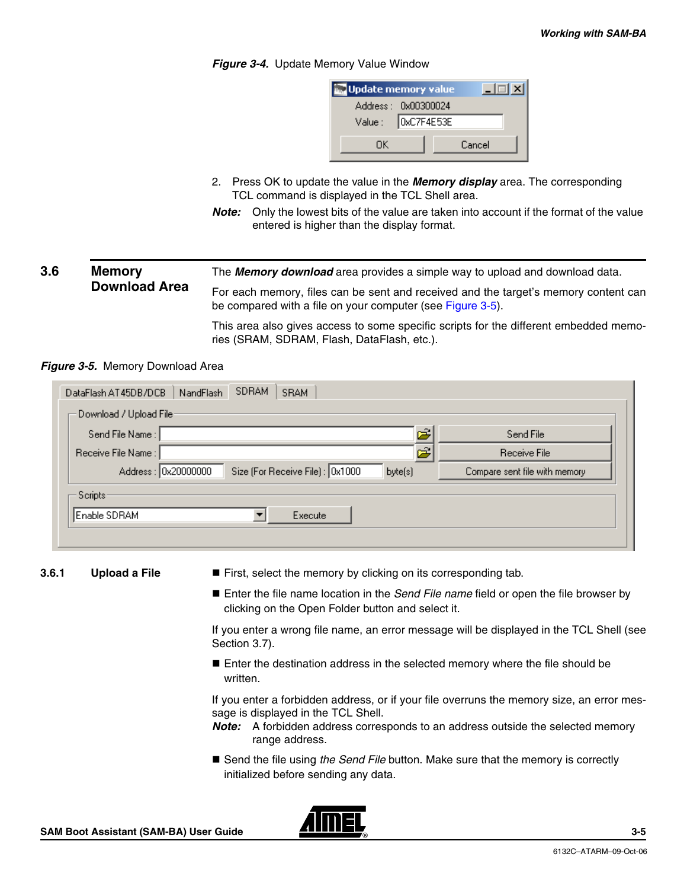**Figure 3-4.** Update Memory Value Window

2. Press OK to update the value in the ***Memory display*** area. The corresponding TCL command is displayed in the TCL Shell area.

***Note:*** Only the lowest bits of the value are taken into account if the format of the value entered is higher than the display format.

## 3.6 Memory Download Area

The ***Memory download*** area provides a simple way to upload and download data.

For each memory, files can be sent and received and the target's memory content can be compared with a file on your computer (see Figure 3-5).

This area also gives access to some specific scripts for the different embedded memories (SRAM, SDRAM, Flash, DataFlash, etc.).

**Figure 3-5.** Memory Download Area

### 3.6.1 Upload a File

- First, select the memory by clicking on its corresponding tab.
- Enter the file name location in the *Send File name* field or open the file browser by clicking on the Open Folder button and select it.

If you enter a wrong file name, an error message will be displayed in the TCL Shell (see Section 3.7).

- Enter the destination address in the selected memory where the file should be written.

If you enter a forbidden address, or if your file overruns the memory size, an error message is displayed in the TCL Shell.

***Note:*** A forbidden address corresponds to an address outside the selected memory range address.

- Send the file using *the Send File* button. Make sure that the memory is correctly initialized before sending any data.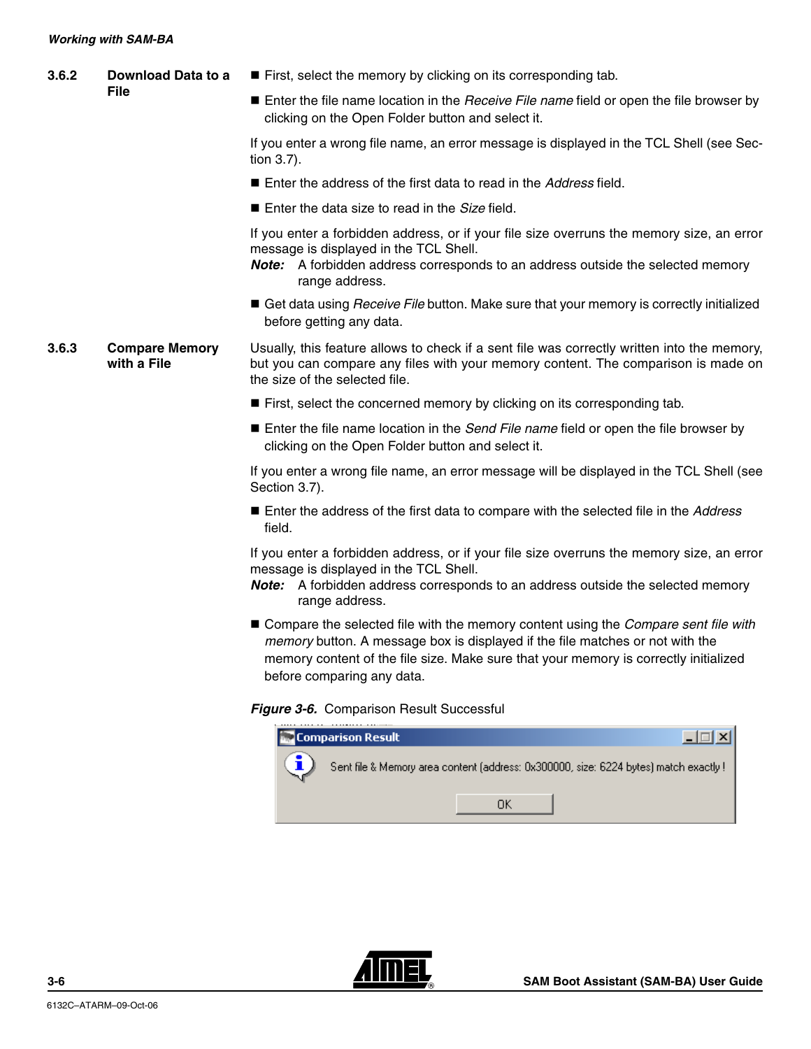### 3.6.2 Download Data to a File

- First, select the memory by clicking on its corresponding tab.
- Enter the file name location in the *Receive File name* field or open the file browser by clicking on the Open Folder button and select it.

If you enter a wrong file name, an error message is displayed in the TCL Shell (see Section 3.7).

- Enter the address of the first data to read in the *Address* field.
- Enter the data size to read in the *Size* field.

If you enter a forbidden address, or if your file size overruns the memory size, an error message is displayed in the TCL Shell.

***Note:*** A forbidden address corresponds to an address outside the selected memory range address.

- Get data using *Receive File* button. Make sure that your memory is correctly initialized before getting any data.

### 3.6.3 Compare Memory with a File

Usually, this feature allows to check if a sent file was correctly written into the memory, but you can compare any files with your memory content. The comparison is made on the size of the selected file.

- First, select the concerned memory by clicking on its corresponding tab.
- Enter the file name location in the *Send File name* field or open the file browser by clicking on the Open Folder button and select it.

If you enter a wrong file name, an error message will be displayed in the TCL Shell (see Section 3.7).

- Enter the address of the first data to compare with the selected file in the *Address* field.

If you enter a forbidden address, or if your file size overruns the memory size, an error message is displayed in the TCL Shell.

***Note:*** A forbidden address corresponds to an address outside the selected memory range address.

- Compare the selected file with the memory content using the *Compare sent file with memory* button. A message box is displayed if the file matches or not with the memory content of the file size. Make sure that your memory is correctly initialized before comparing any data.

***Figure 3-6.*** Comparison Result Successful

Comparison Result

Sent file & Memory area content (address: 0x300000, size: 6224 bytes) match exactly !

OK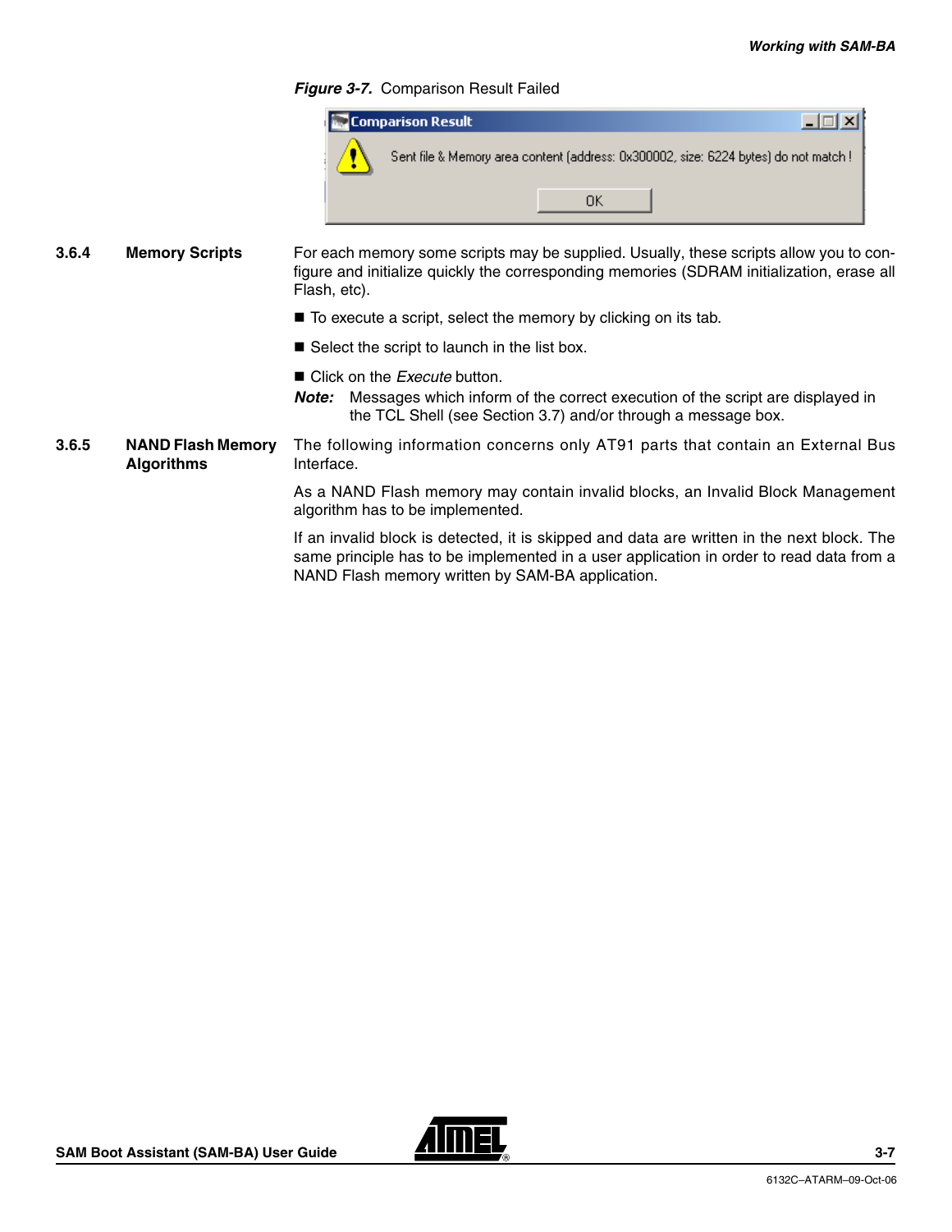*Figure 3-7.* Comparison Result Failed

### 3.6.4 Memory Scripts

For each memory some scripts may be supplied. Usually, these scripts allow you to configure and initialize quickly the corresponding memories (SDRAM initialization, erase all Flash, etc).

- To execute a script, select the memory by clicking on its tab.
- Select the script to launch in the list box.
- Click on the *Execute* button.

***Note:*** Messages which inform of the correct execution of the script are displayed in the TCL Shell (see Section 3.7) and/or through a message box.

### 3.6.5 NAND Flash Memory Algorithms

The following information concerns only AT91 parts that contain an External Bus Interface.

As a NAND Flash memory may contain invalid blocks, an Invalid Block Management algorithm has to be implemented.

If an invalid block is detected, it is skipped and data are written in the next block. The same principle has to be implemented in a user application in order to read data from a NAND Flash memory written by SAM-BA application.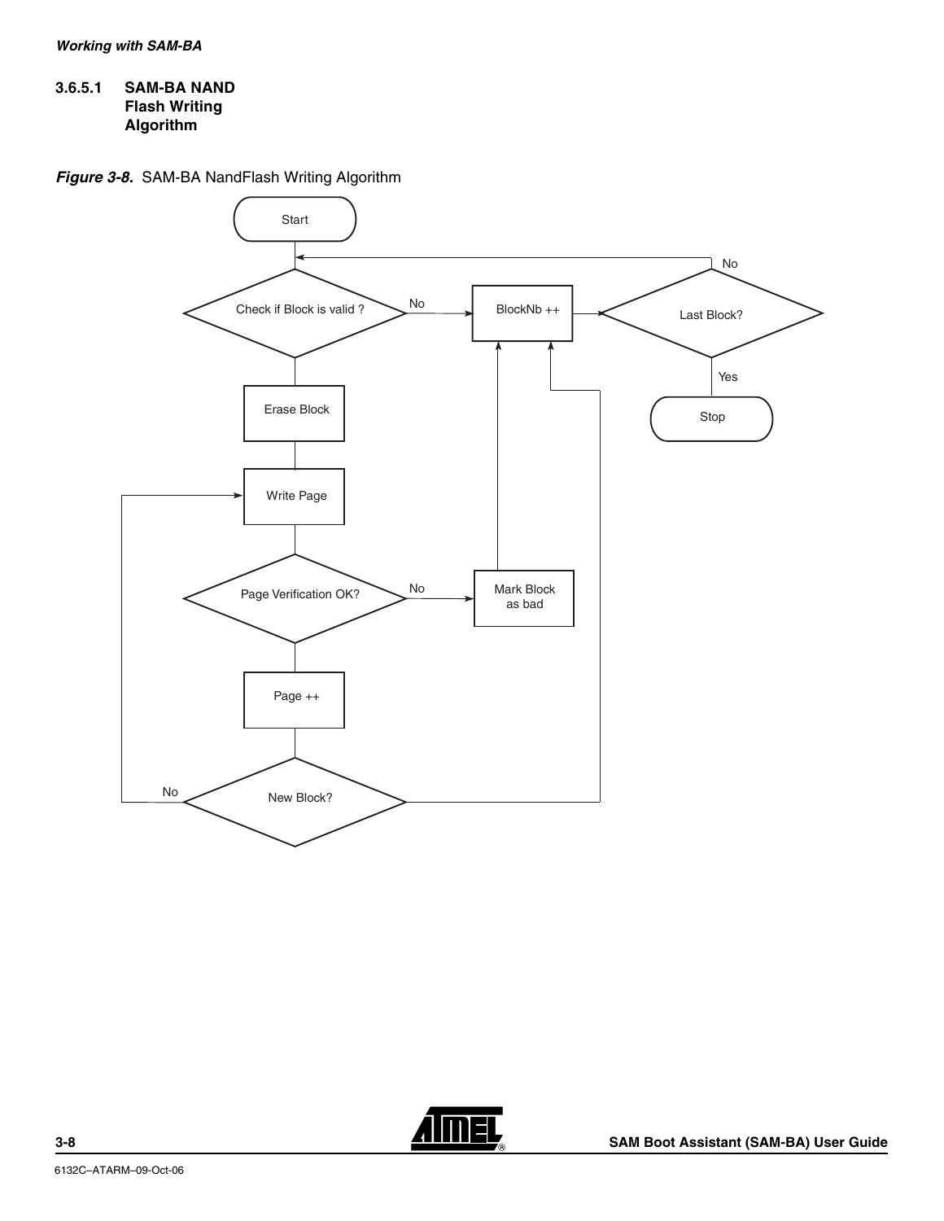#### 3.6.5.1 SAM-BA NAND Flash Writing Algorithm

***Figure 3-8.*** SAM-BA NandFlash Writing Algorithm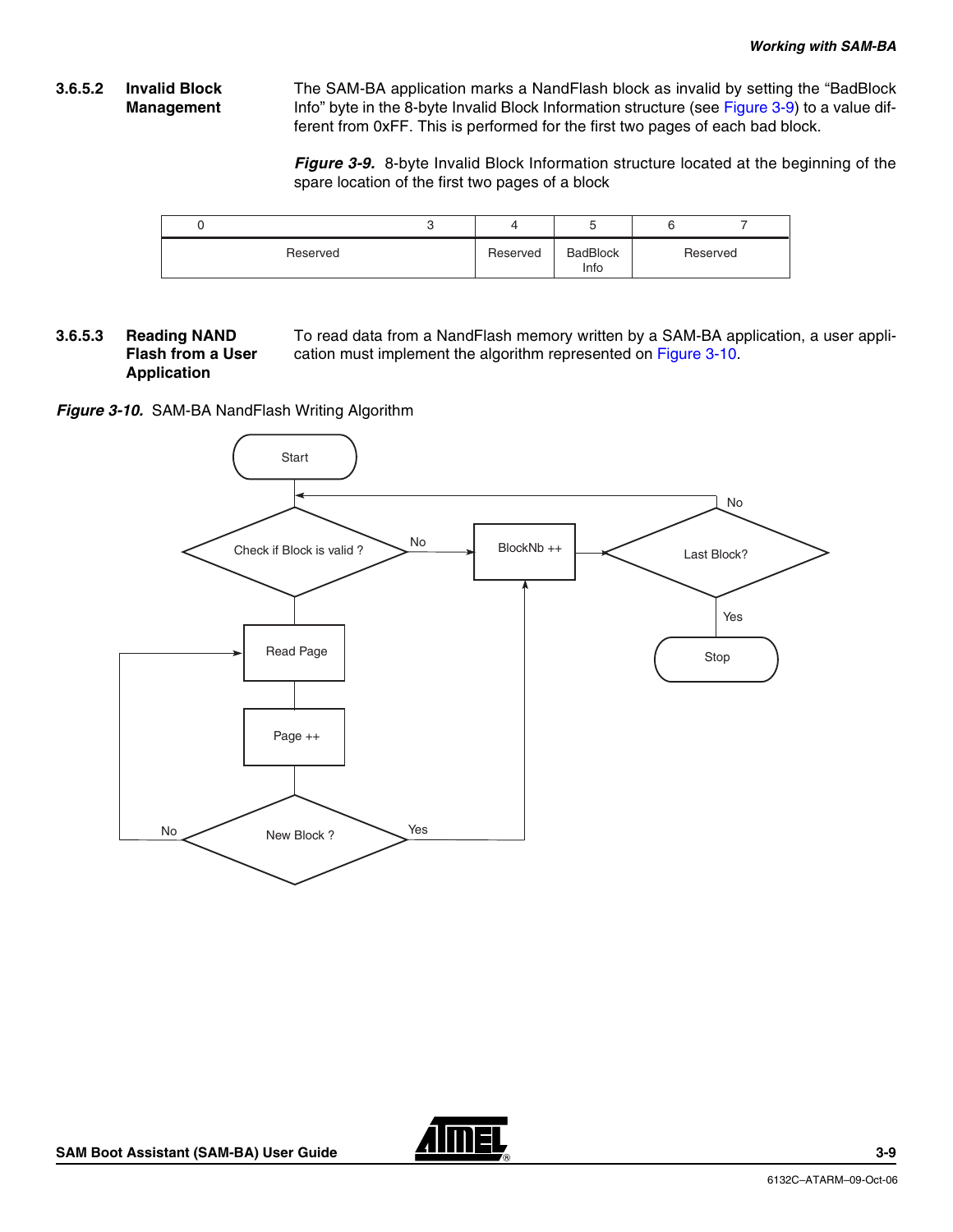### 3.6.5.2 Invalid Block Management

The SAM-BA application marks a NandFlash block as invalid by setting the “BadBlock Info” byte in the 8-byte Invalid Block Information structure (see Figure 3-9) to a value different from 0xFF. This is performed for the first two pages of each bad block.

***Figure 3-9.*** 8-byte Invalid Block Information structure located at the beginning of the spare location of the first two pages of a block

| 0 ... 3 | 4 | 5 | 6 ... 7 |
|---|---|---|---|
| Reserved | Reserved | BadBlock Info | Reserved |

### 3.6.5.3 Reading NAND Flash from a User Application

To read data from a NandFlash memory written by a SAM-BA application, a user application must implement the algorithm represented on Figure 3-10.

***Figure 3-10.*** SAM-BA NandFlash Writing Algorithm

Start
Check if Block is valid ? — No → BlockNb ++
BlockNb ++ → Last Block? — No → Check if Block is valid ? ; Yes → Stop
Check if Block is valid ? (valid) → Read Page → Page ++ → New Block ? — No → Read Page ; Yes → BlockNb ++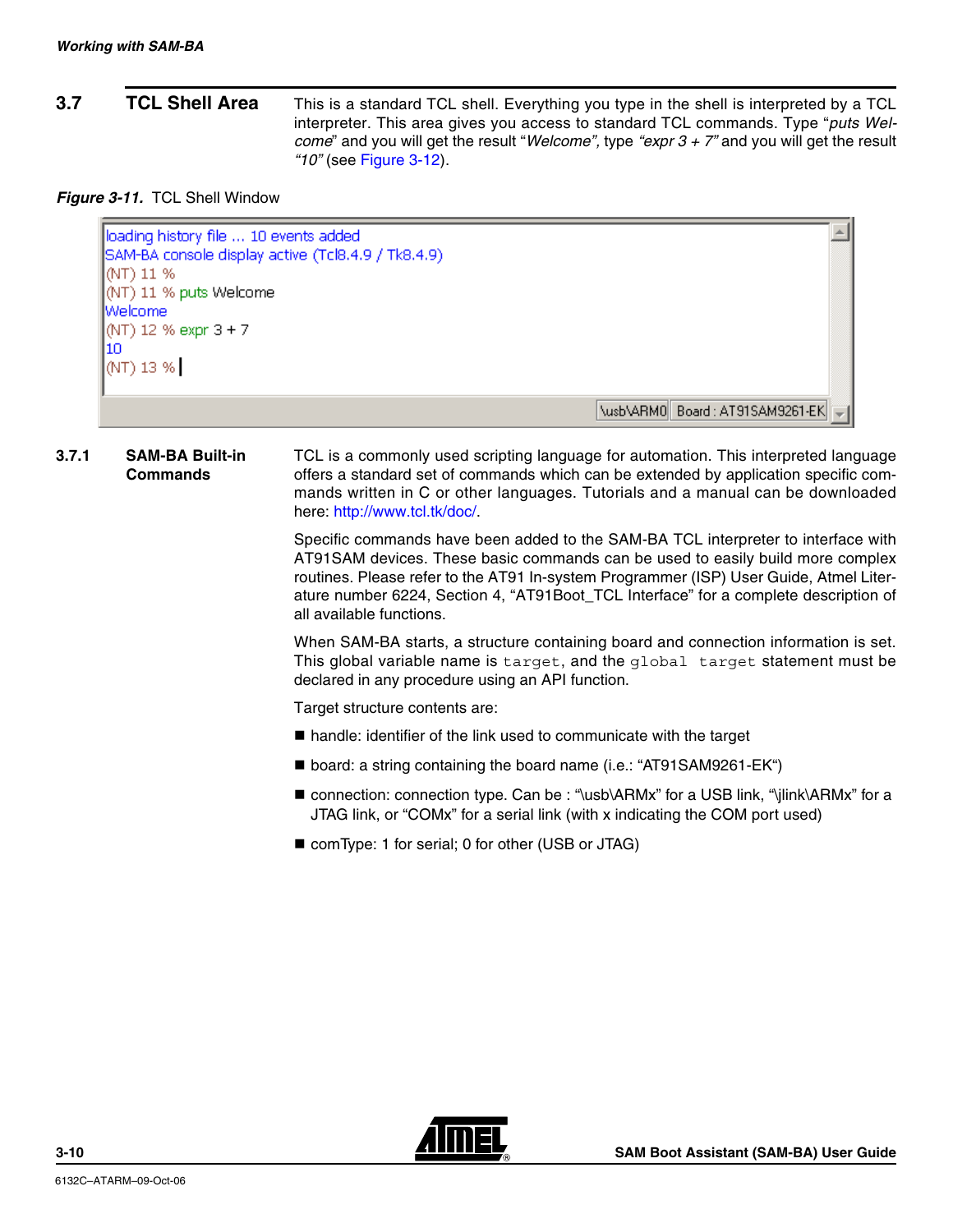## 3.7 TCL Shell Area

This is a standard TCL shell. Everything you type in the shell is interpreted by a TCL interpreter. This area gives you access to standard TCL commands. Type "*puts Welcome*" and you will get the result "*Welcome"*, type *"expr 3 + 7"* and you will get the result *"10"* (see Figure 3-12).

***Figure 3-11.*** TCL Shell Window

```
loading history file ... 10 events added
SAM-BA console display active (Tcl8.4.9 / Tk8.4.9)
(NT) 11 %
(NT) 11 % puts Welcome
Welcome
(NT) 12 % expr 3 + 7
10
(NT) 13 %
```

\usb\ARM0 | Board : AT91SAM9261-EK

### 3.7.1 SAM-BA Built-in Commands

TCL is a commonly used scripting language for automation. This interpreted language offers a standard set of commands which can be extended by application specific commands written in C or other languages. Tutorials and a manual can be downloaded here: http://www.tcl.tk/doc/.

Specific commands have been added to the SAM-BA TCL interpreter to interface with AT91SAM devices. These basic commands can be used to easily build more complex routines. Please refer to the AT91 In-system Programmer (ISP) User Guide, Atmel Literature number 6224, Section 4, "AT91Boot_TCL Interface" for a complete description of all available functions.

When SAM-BA starts, a structure containing board and connection information is set. This global variable name is `target`, and the `global target` statement must be declared in any procedure using an API function.

Target structure contents are:

- handle: identifier of the link used to communicate with the target
- board: a string containing the board name (i.e.: "AT91SAM9261-EK")
- connection: connection type. Can be : "\usb\ARMx" for a USB link, "\jlink\ARMx" for a JTAG link, or "COMx" for a serial link (with x indicating the COM port used)
- comType: 1 for serial; 0 for other (USB or JTAG)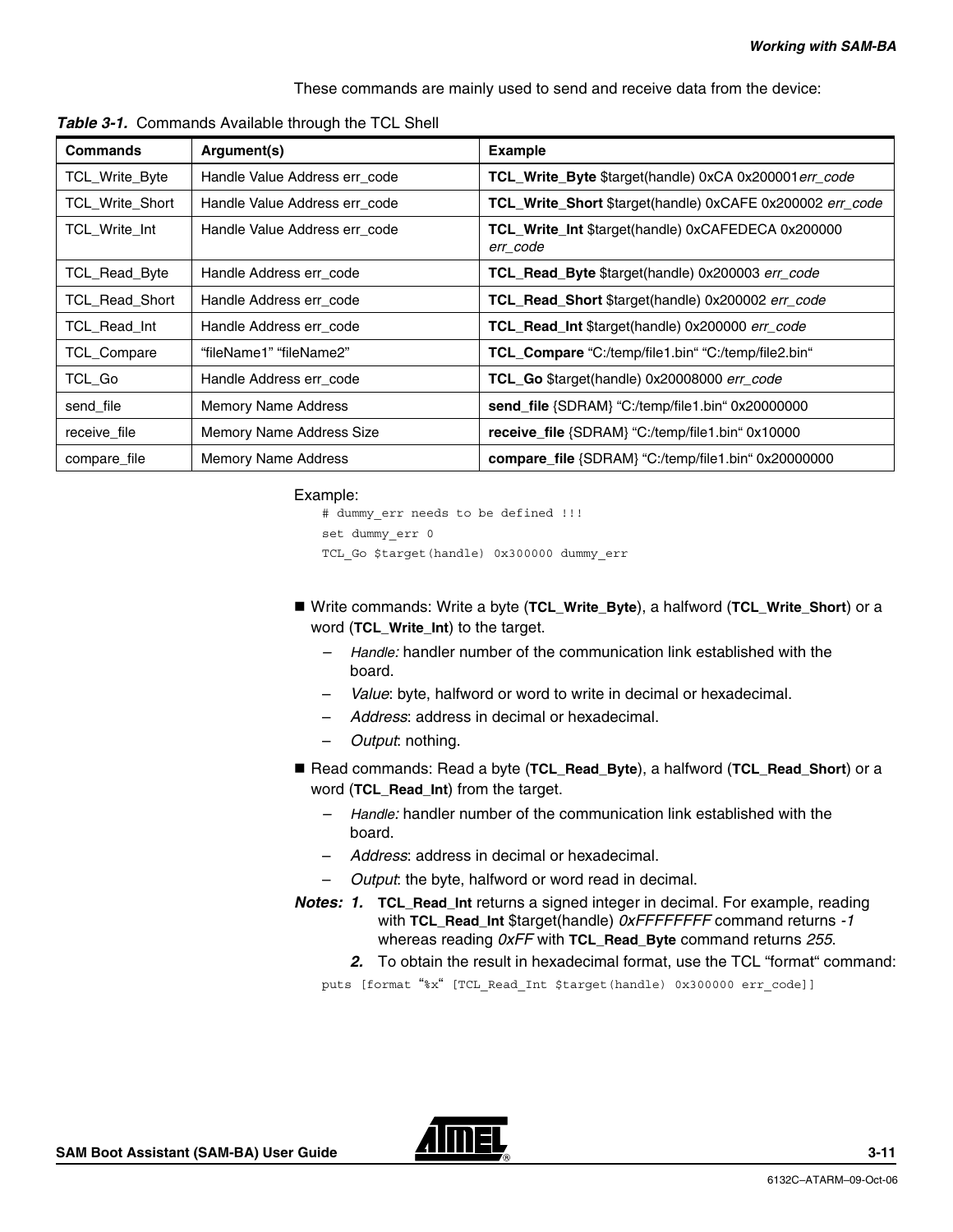These commands are mainly used to send and receive data from the device:

***Table 3-1.*** Commands Available through the TCL Shell

| **Commands** | **Argument(s)** | **Example** |
|---|---|---|
| TCL_Write_Byte | Handle Value Address err_code | **TCL_Write_Byte** $target(handle) 0xCA 0x200001*err_code* |
| TCL_Write_Short | Handle Value Address err_code | **TCL_Write_Short** $target(handle) 0xCAFE 0x200002 *err_code* |
| TCL_Write_Int | Handle Value Address err_code | **TCL_Write_Int** $target(handle) 0xCAFEDECA 0x200000 *err_code* |
| TCL_Read_Byte | Handle Address err_code | **TCL_Read_Byte** $target(handle) 0x200003 *err_code* |
| TCL_Read_Short | Handle Address err_code | **TCL_Read_Short** $target(handle) 0x200002 *err_code* |
| TCL_Read_Int | Handle Address err_code | **TCL_Read_Int** $target(handle) 0x200000 *err_code* |
| TCL_Compare | “fileName1” “fileName2” | **TCL_Compare** “C:/temp/file1.bin“ “C:/temp/file2.bin“ |
| TCL_Go | Handle Address err_code | **TCL_Go** $target(handle) 0x20008000 *err_code* |
| send_file | Memory Name Address | **send_file** {SDRAM} “C:/temp/file1.bin“ 0x20000000 |
| receive_file | Memory Name Address Size | **receive_file** {SDRAM} “C:/temp/file1.bin“ 0x10000 |
| compare_file | Memory Name Address | **compare_file** {SDRAM} “C:/temp/file1.bin“ 0x20000000 |

Example:

```
# dummy_err needs to be defined !!!
set dummy_err 0
TCL_Go $target(handle) 0x300000 dummy_err
```

- Write commands: Write a byte (**TCL_Write_Byte**), a halfword (**TCL_Write_Short**) or a word (**TCL_Write_Int**) to the target.
  - *Handle:* handler number of the communication link established with the board.
  - *Value*: byte, halfword or word to write in decimal or hexadecimal.
  - *Address*: address in decimal or hexadecimal.
  - *Output*: nothing.
- Read commands: Read a byte (**TCL_Read_Byte**), a halfword (**TCL_Read_Short**) or a word (**TCL_Read_Int**) from the target.
  - *Handle:* handler number of the communication link established with the board.
  - *Address*: address in decimal or hexadecimal.
  - *Output*: the byte, halfword or word read in decimal.

***Notes:*** ***1.*** **TCL_Read_Int** returns a signed integer in decimal. For example, reading with **TCL_Read_Int** $target(handle) *0xFFFFFFFF* command returns *-1* whereas reading *0xFF* with **TCL_Read_Byte** command returns *255*.

***2.*** To obtain the result in hexadecimal format, use the TCL “format“ command:

```
puts [format “%x“ [TCL_Read_Int $target(handle) 0x300000 err_code]]
```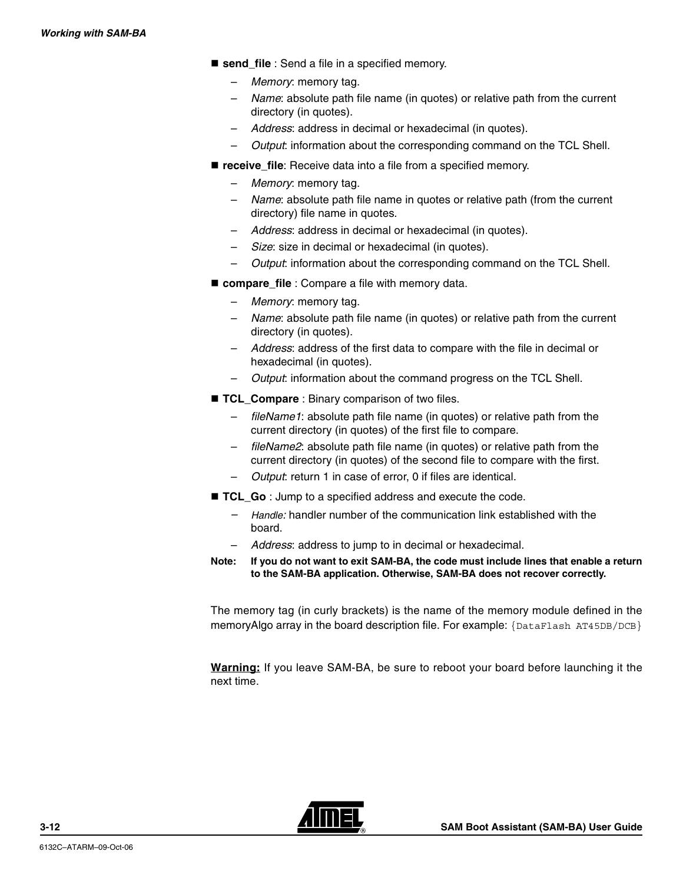- **send_file** : Send a file in a specified memory.
  - *Memory*: memory tag.
  - *Name*: absolute path file name (in quotes) or relative path from the current directory (in quotes).
  - *Address*: address in decimal or hexadecimal (in quotes).
  - *Output*: information about the corresponding command on the TCL Shell.
- **receive_file**: Receive data into a file from a specified memory.
  - *Memory*: memory tag.
  - *Name*: absolute path file name in quotes or relative path (from the current directory) file name in quotes.
  - *Address*: address in decimal or hexadecimal (in quotes).
  - *Size*: size in decimal or hexadecimal (in quotes).
  - *Output*: information about the corresponding command on the TCL Shell.
- **compare_file** : Compare a file with memory data.
  - *Memory*: memory tag.
  - *Name*: absolute path file name (in quotes) or relative path from the current directory (in quotes).
  - *Address*: address of the first data to compare with the file in decimal or hexadecimal (in quotes).
  - *Output*: information about the command progress on the TCL Shell.
- **TCL_Compare** : Binary comparison of two files.
  - *fileName1*: absolute path file name (in quotes) or relative path from the current directory (in quotes) of the first file to compare.
  - *fileName2*: absolute path file name (in quotes) or relative path from the current directory (in quotes) of the second file to compare with the first.
  - *Output*: return 1 in case of error, 0 if files are identical.
- **TCL_Go** : Jump to a specified address and execute the code.
  - *Handle:* handler number of the communication link established with the board.
  - *Address*: address to jump to in decimal or hexadecimal.

**Note: If you do not want to exit SAM-BA, the code must include lines that enable a return to the SAM-BA application. Otherwise, SAM-BA does not recover correctly.**

The memory tag (in curly brackets) is the name of the memory module defined in the memoryAlgo array in the board description file. For example: `{DataFlash AT45DB/DCB}`

**Warning:** If you leave SAM-BA, be sure to reboot your board before launching it the next time.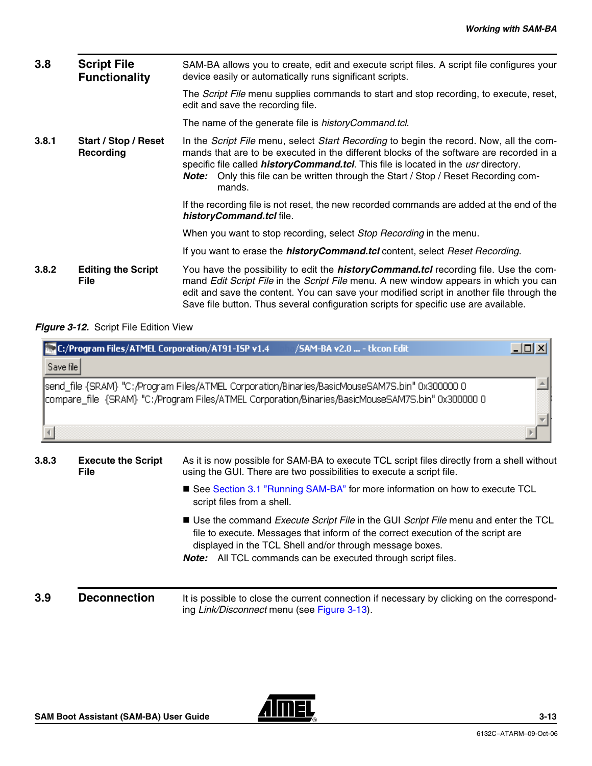## 3.8 Script File Functionality

SAM-BA allows you to create, edit and execute script files. A script file configures your device easily or automatically runs significant scripts.

The *Script File* menu supplies commands to start and stop recording, to execute, reset, edit and save the recording file.

The name of the generate file is *historyCommand.tcl*.

### 3.8.1 Start / Stop / Reset Recording

In the *Script File* menu, select *Start Recording* to begin the record. Now, all the commands that are to be executed in the different blocks of the software are recorded in a specific file called ***historyCommand.tcl***. This file is located in the *usr* directory.

***Note:*** Only this file can be written through the Start / Stop / Reset Recording commands.

If the recording file is not reset, the new recorded commands are added at the end of the ***historyCommand.tcl*** file.

When you want to stop recording, select *Stop Recording* in the menu.

If you want to erase the ***historyCommand.tcl*** content, select *Reset Recording*.

### 3.8.2 Editing the Script File

You have the possibility to edit the ***historyCommand.tcl*** recording file. Use the command *Edit Script File* in the *Script File* menu. A new window appears in which you can edit and save the content. You can save your modified script in another file through the Save file button. Thus several configuration scripts for specific use are available.

***Figure 3-12.*** Script File Edition View

```
C:/Program Files/ATMEL Corporation/AT91-ISP v1.4 /SAM-BA v2.0 ... - tkcon Edit
Save file
send_file {SRAM} "C:/Program Files/ATMEL Corporation/Binaries/BasicMouseSAM7S.bin" 0x300000 0
compare_file {SRAM} "C:/Program Files/ATMEL Corporation/Binaries/BasicMouseSAM7S.bin" 0x300000 0
```

### 3.8.3 Execute the Script File

As it is now possible for SAM-BA to execute TCL script files directly from a shell without using the GUI. There are two possibilities to execute a script file.

- See Section 3.1 "Running SAM-BA" for more information on how to execute TCL script files from a shell.
- Use the command *Execute Script File* in the GUI *Script File* menu and enter the TCL file to execute. Messages that inform of the correct execution of the script are displayed in the TCL Shell and/or through message boxes.

***Note:*** All TCL commands can be executed through script files.

## 3.9 Deconnection

It is possible to close the current connection if necessary by clicking on the corresponding *Link/Disconnect* menu (see Figure 3-13).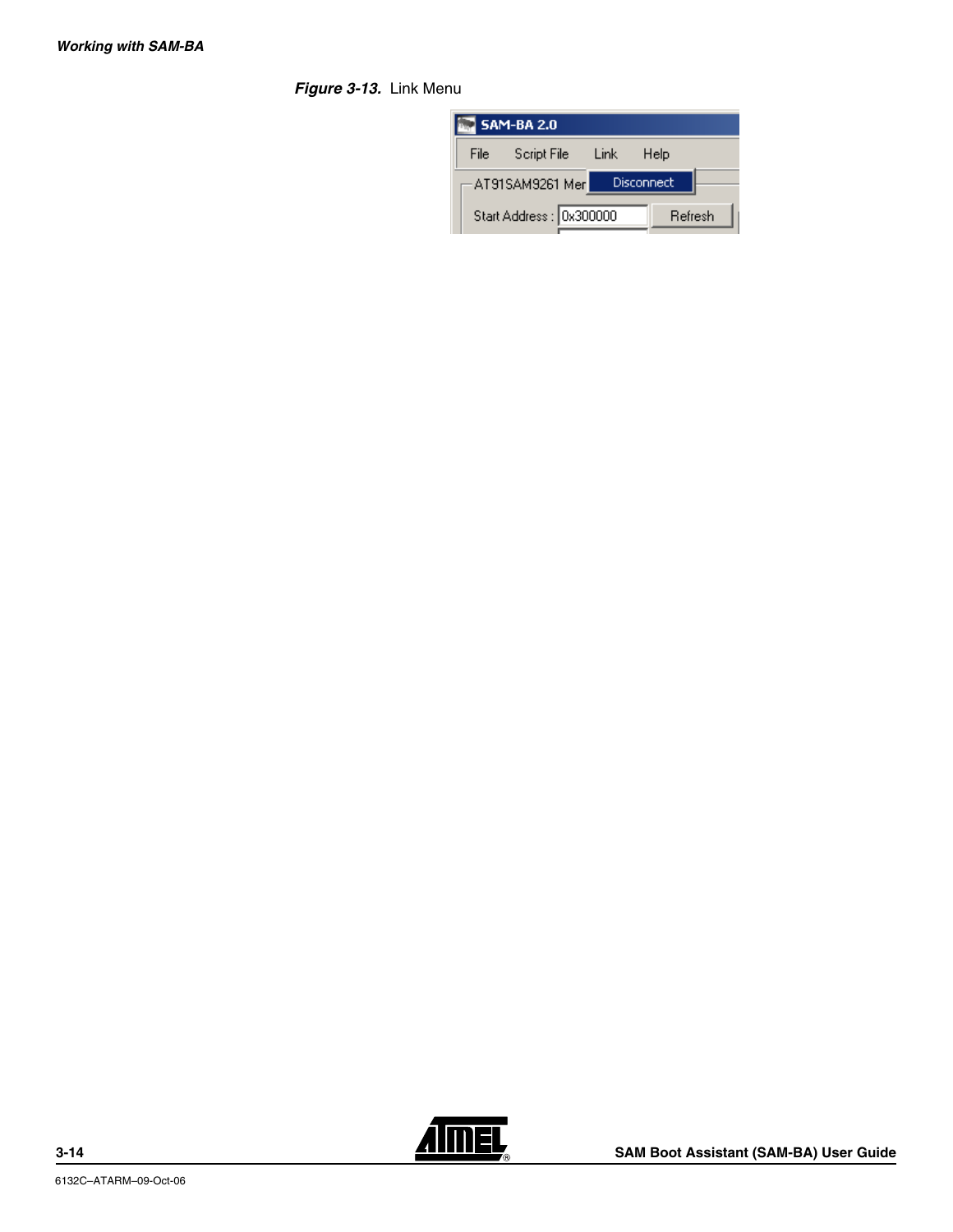**Figure 3-13.** Link Menu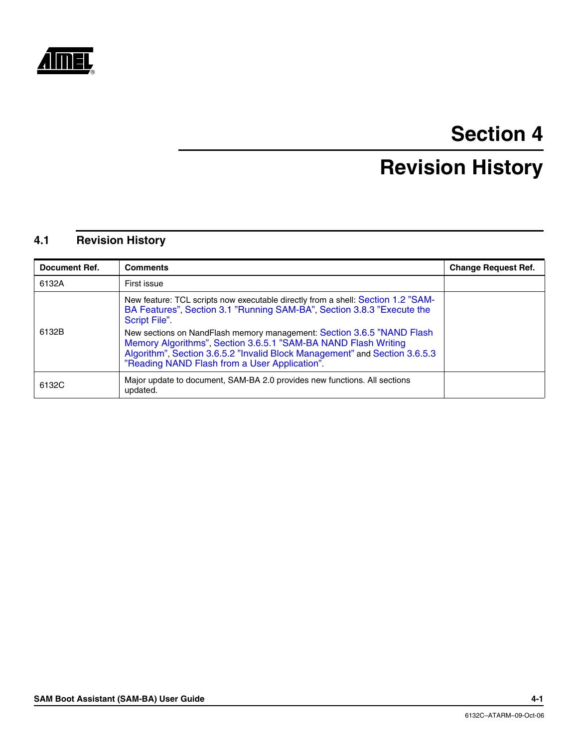# Section 4

# Revision History

## 4.1 Revision History

| Document Ref. | Comments | Change Request Ref. |
|---|---|---|
| 6132A | First issue | |
| 6132B | New feature: TCL scripts now executable directly from a shell: Section 1.2 "SAM-BA Features", Section 3.1 "Running SAM-BA", Section 3.8.3 "Execute the Script File".<br>New sections on NandFlash memory management: Section 3.6.5 "NAND Flash Memory Algorithms", Section 3.6.5.1 "SAM-BA NAND Flash Writing Algorithm", Section 3.6.5.2 "Invalid Block Management" and Section 3.6.5.3 "Reading NAND Flash from a User Application". | |
| 6132C | Major update to document, SAM-BA 2.0 provides new functions. All sections updated. | |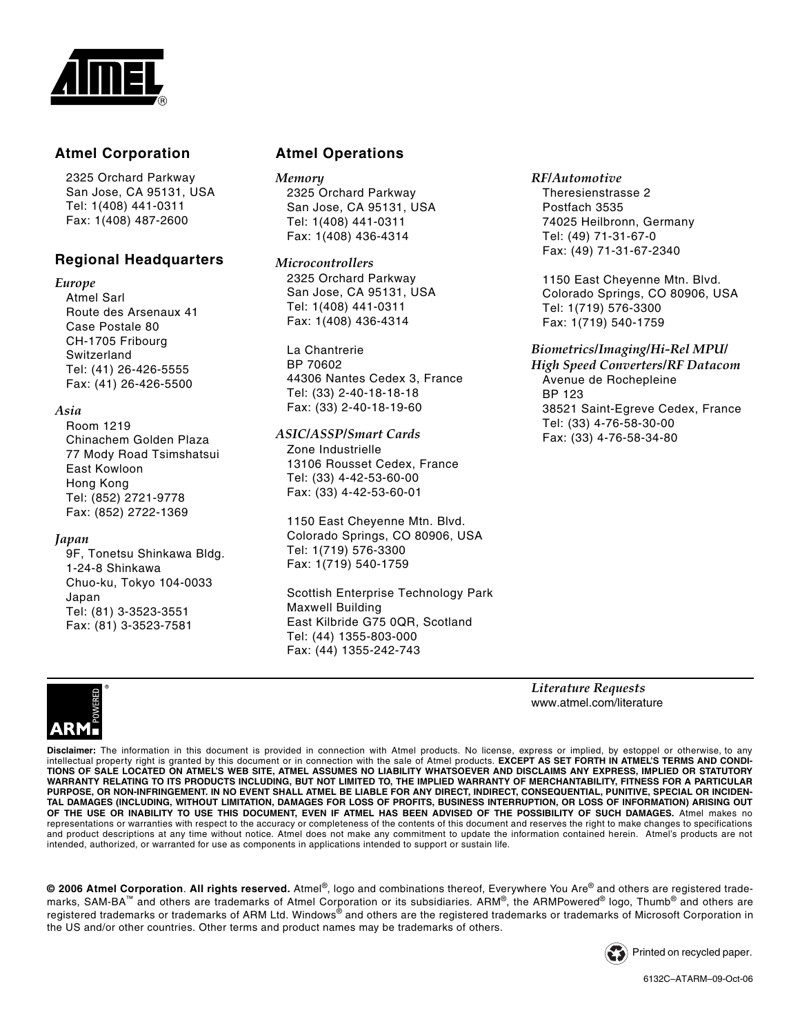## Atmel Corporation

2325 Orchard Parkway
San Jose, CA 95131, USA
Tel: 1(408) 441-0311
Fax: 1(408) 487-2600

## Regional Headquarters

*Europe*
Atmel Sarl
Route des Arsenaux 41
Case Postale 80
CH-1705 Fribourg
Switzerland
Tel: (41) 26-426-5555
Fax: (41) 26-426-5500

*Asia*
Room 1219
Chinachem Golden Plaza
77 Mody Road Tsimshatsui
East Kowloon
Hong Kong
Tel: (852) 2721-9778
Fax: (852) 2722-1369

*Japan*
9F, Tonetsu Shinkawa Bldg.
1-24-8 Shinkawa
Chuo-ku, Tokyo 104-0033
Japan
Tel: (81) 3-3523-3551
Fax: (81) 3-3523-7581

## Atmel Operations

*Memory*
2325 Orchard Parkway
San Jose, CA 95131, USA
Tel: 1(408) 441-0311
Fax: 1(408) 436-4314

*Microcontrollers*
2325 Orchard Parkway
San Jose, CA 95131, USA
Tel: 1(408) 441-0311
Fax: 1(408) 436-4314

La Chantrerie
BP 70602
44306 Nantes Cedex 3, France
Tel: (33) 2-40-18-18-18
Fax: (33) 2-40-18-19-60

*ASIC/ASSP/Smart Cards*
Zone Industrielle
13106 Rousset Cedex, France
Tel: (33) 4-42-53-60-00
Fax: (33) 4-42-53-60-01

1150 East Cheyenne Mtn. Blvd.
Colorado Springs, CO 80906, USA
Tel: 1(719) 576-3300
Fax: 1(719) 540-1759

Scottish Enterprise Technology Park
Maxwell Building
East Kilbride G75 0QR, Scotland
Tel: (44) 1355-803-000
Fax: (44) 1355-242-743

*RF/Automotive*
Theresienstrasse 2
Postfach 3535
74025 Heilbronn, Germany
Tel: (49) 71-31-67-0
Fax: (49) 71-31-67-2340

1150 East Cheyenne Mtn. Blvd.
Colorado Springs, CO 80906, USA
Tel: 1(719) 576-3300
Fax: 1(719) 540-1759

*Biometrics/Imaging/Hi-Rel MPU/ High Speed Converters/RF Datacom*
Avenue de Rochepleine
BP 123
38521 Saint-Egreve Cedex, France
Tel: (33) 4-76-58-30-00
Fax: (33) 4-76-58-34-80

*Literature Requests*
www.atmel.com/literature

**Disclaimer:** The information in this document is provided in connection with Atmel products. No license, express or implied, by estoppel or otherwise, to any intellectual property right is granted by this document or in connection with the sale of Atmel products. **EXCEPT AS SET FORTH IN ATMEL'S TERMS AND CONDITIONS OF SALE LOCATED ON ATMEL'S WEB SITE, ATMEL ASSUMES NO LIABILITY WHATSOEVER AND DISCLAIMS ANY EXPRESS, IMPLIED OR STATUTORY WARRANTY RELATING TO ITS PRODUCTS INCLUDING, BUT NOT LIMITED TO, THE IMPLIED WARRANTY OF MERCHANTABILITY, FITNESS FOR A PARTICULAR PURPOSE, OR NON-INFRINGEMENT. IN NO EVENT SHALL ATMEL BE LIABLE FOR ANY DIRECT, INDIRECT, CONSEQUENTIAL, PUNITIVE, SPECIAL OR INCIDENTAL DAMAGES (INCLUDING, WITHOUT LIMITATION, DAMAGES FOR LOSS OF PROFITS, BUSINESS INTERRUPTION, OR LOSS OF INFORMATION) ARISING OUT OF THE USE OR INABILITY TO USE THIS DOCUMENT, EVEN IF ATMEL HAS BEEN ADVISED OF THE POSSIBILITY OF SUCH DAMAGES.** Atmel makes no representations or warranties with respect to the accuracy or completeness of the contents of this document and reserves the right to make changes to specifications and product descriptions at any time without notice. Atmel does not make any commitment to update the information contained herein. Atmel's products are not intended, authorized, or warranted for use as components in applications intended to support or sustain life.

**© 2006 Atmel Corporation**. **All rights reserved.** Atmel®, logo and combinations thereof, Everywhere You Are® and others are registered trademarks, SAM-BA™ and others are trademarks of Atmel Corporation or its subsidiaries. ARM®, the ARMPowered® logo, Thumb® and others are registered trademarks or trademarks of ARM Ltd. Windows® and others are the registered trademarks or trademarks of Microsoft Corporation in the US and/or other countries. Other terms and product names may be trademarks of others.

Printed on recycled paper.

6132C–ATARM–09-Oct-06